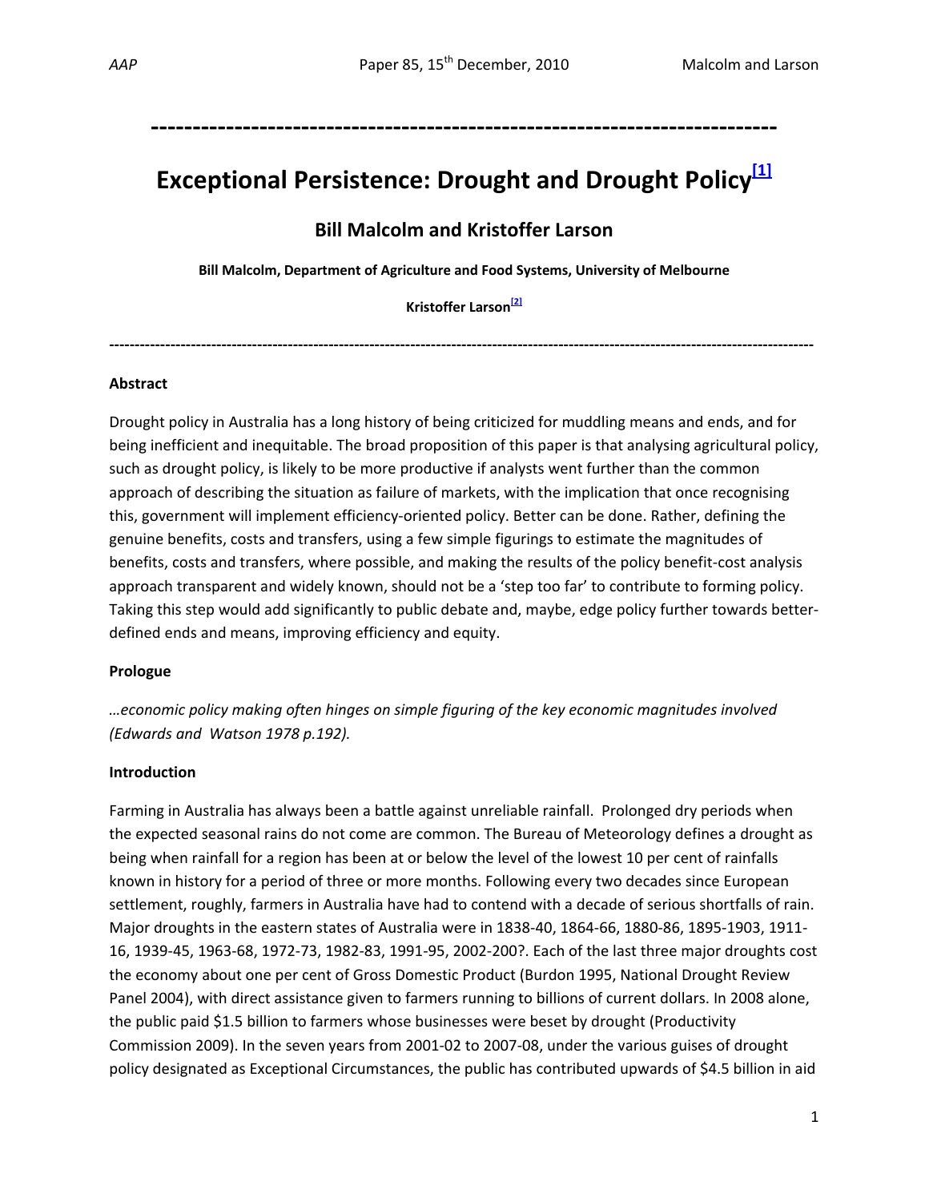---

# Exceptional Persistence: Drought and Drought Policy[1]

## Bill Malcolm and Kristoffer Larson

**Bill Malcolm, Department of Agriculture and Food Systems, University of Melbourne**

**Kristoffer Larson[2]**

---

**Abstract**

Drought policy in Australia has a long history of being criticized for muddling means and ends, and for being inefficient and inequitable. The broad proposition of this paper is that analysing agricultural policy, such as drought policy, is likely to be more productive if analysts went further than the common approach of describing the situation as failure of markets, with the implication that once recognising this, government will implement efficiency-oriented policy. Better can be done. Rather, defining the genuine benefits, costs and transfers, using a few simple figurings to estimate the magnitudes of benefits, costs and transfers, where possible, and making the results of the policy benefit-cost analysis approach transparent and widely known, should not be a 'step too far' to contribute to forming policy. Taking this step would add significantly to public debate and, maybe, edge policy further towards better-defined ends and means, improving efficiency and equity.

**Prologue**

*…economic policy making often hinges on simple figuring of the key economic magnitudes involved (Edwards and Watson 1978 p.192).*

**Introduction**

Farming in Australia has always been a battle against unreliable rainfall. Prolonged dry periods when the expected seasonal rains do not come are common. The Bureau of Meteorology defines a drought as being when rainfall for a region has been at or below the level of the lowest 10 per cent of rainfalls known in history for a period of three or more months. Following every two decades since European settlement, roughly, farmers in Australia have had to contend with a decade of serious shortfalls of rain. Major droughts in the eastern states of Australia were in 1838-40, 1864-66, 1880-86, 1895-1903, 1911-16, 1939-45, 1963-68, 1972-73, 1982-83, 1991-95, 2002-200?. Each of the last three major droughts cost the economy about one per cent of Gross Domestic Product (Burdon 1995, National Drought Review Panel 2004), with direct assistance given to farmers running to billions of current dollars. In 2008 alone, the public paid $1.5 billion to farmers whose businesses were beset by drought (Productivity Commission 2009). In the seven years from 2001-02 to 2007-08, under the various guises of drought policy designated as Exceptional Circumstances, the public has contributed upwards of $4.5 billion in aid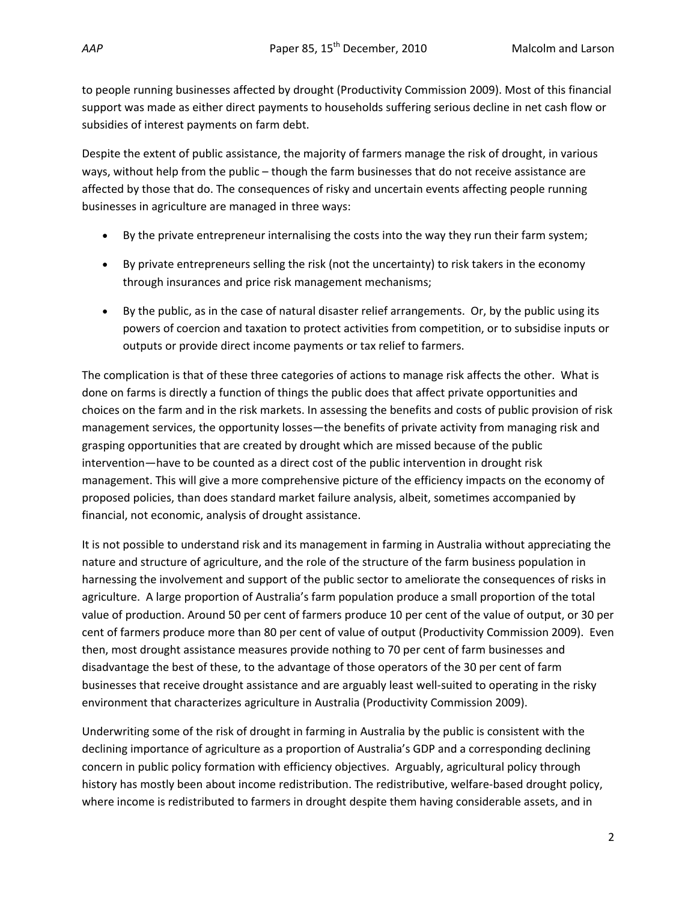to people running businesses affected by drought (Productivity Commission 2009). Most of this financial support was made as either direct payments to households suffering serious decline in net cash flow or subsidies of interest payments on farm debt.

Despite the extent of public assistance, the majority of farmers manage the risk of drought, in various ways, without help from the public – though the farm businesses that do not receive assistance are affected by those that do. The consequences of risky and uncertain events affecting people running businesses in agriculture are managed in three ways:

- By the private entrepreneur internalising the costs into the way they run their farm system;
- By private entrepreneurs selling the risk (not the uncertainty) to risk takers in the economy through insurances and price risk management mechanisms;
- By the public, as in the case of natural disaster relief arrangements. Or, by the public using its powers of coercion and taxation to protect activities from competition, or to subsidise inputs or outputs or provide direct income payments or tax relief to farmers.

The complication is that of these three categories of actions to manage risk affects the other. What is done on farms is directly a function of things the public does that affect private opportunities and choices on the farm and in the risk markets. In assessing the benefits and costs of public provision of risk management services, the opportunity losses—the benefits of private activity from managing risk and grasping opportunities that are created by drought which are missed because of the public intervention—have to be counted as a direct cost of the public intervention in drought risk management. This will give a more comprehensive picture of the efficiency impacts on the economy of proposed policies, than does standard market failure analysis, albeit, sometimes accompanied by financial, not economic, analysis of drought assistance.

It is not possible to understand risk and its management in farming in Australia without appreciating the nature and structure of agriculture, and the role of the structure of the farm business population in harnessing the involvement and support of the public sector to ameliorate the consequences of risks in agriculture. A large proportion of Australia's farm population produce a small proportion of the total value of production. Around 50 per cent of farmers produce 10 per cent of the value of output, or 30 per cent of farmers produce more than 80 per cent of value of output (Productivity Commission 2009). Even then, most drought assistance measures provide nothing to 70 per cent of farm businesses and disadvantage the best of these, to the advantage of those operators of the 30 per cent of farm businesses that receive drought assistance and are arguably least well-suited to operating in the risky environment that characterizes agriculture in Australia (Productivity Commission 2009).

Underwriting some of the risk of drought in farming in Australia by the public is consistent with the declining importance of agriculture as a proportion of Australia's GDP and a corresponding declining concern in public policy formation with efficiency objectives. Arguably, agricultural policy through history has mostly been about income redistribution. The redistributive, welfare-based drought policy, where income is redistributed to farmers in drought despite them having considerable assets, and in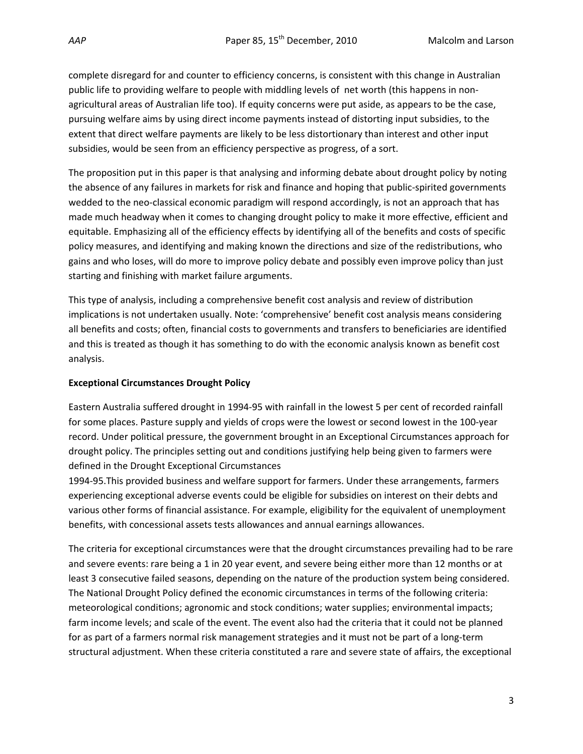complete disregard for and counter to efficiency concerns, is consistent with this change in Australian public life to providing welfare to people with middling levels of net worth (this happens in non-agricultural areas of Australian life too). If equity concerns were put aside, as appears to be the case, pursuing welfare aims by using direct income payments instead of distorting input subsidies, to the extent that direct welfare payments are likely to be less distortionary than interest and other input subsidies, would be seen from an efficiency perspective as progress, of a sort.

The proposition put in this paper is that analysing and informing debate about drought policy by noting the absence of any failures in markets for risk and finance and hoping that public-spirited governments wedded to the neo-classical economic paradigm will respond accordingly, is not an approach that has made much headway when it comes to changing drought policy to make it more effective, efficient and equitable. Emphasizing all of the efficiency effects by identifying all of the benefits and costs of specific policy measures, and identifying and making known the directions and size of the redistributions, who gains and who loses, will do more to improve policy debate and possibly even improve policy than just starting and finishing with market failure arguments.

This type of analysis, including a comprehensive benefit cost analysis and review of distribution implications is not undertaken usually. Note: 'comprehensive' benefit cost analysis means considering all benefits and costs; often, financial costs to governments and transfers to beneficiaries are identified and this is treated as though it has something to do with the economic analysis known as benefit cost analysis.

**Exceptional Circumstances Drought Policy**

Eastern Australia suffered drought in 1994-95 with rainfall in the lowest 5 per cent of recorded rainfall for some places. Pasture supply and yields of crops were the lowest or second lowest in the 100-year record. Under political pressure, the government brought in an Exceptional Circumstances approach for drought policy. The principles setting out and conditions justifying help being given to farmers were defined in the Drought Exceptional Circumstances 1994-95.This provided business and welfare support for farmers. Under these arrangements, farmers experiencing exceptional adverse events could be eligible for subsidies on interest on their debts and various other forms of financial assistance. For example, eligibility for the equivalent of unemployment benefits, with concessional assets tests allowances and annual earnings allowances.

The criteria for exceptional circumstances were that the drought circumstances prevailing had to be rare and severe events: rare being a 1 in 20 year event, and severe being either more than 12 months or at least 3 consecutive failed seasons, depending on the nature of the production system being considered. The National Drought Policy defined the economic circumstances in terms of the following criteria: meteorological conditions; agronomic and stock conditions; water supplies; environmental impacts; farm income levels; and scale of the event. The event also had the criteria that it could not be planned for as part of a farmers normal risk management strategies and it must not be part of a long-term structural adjustment. When these criteria constituted a rare and severe state of affairs, the exceptional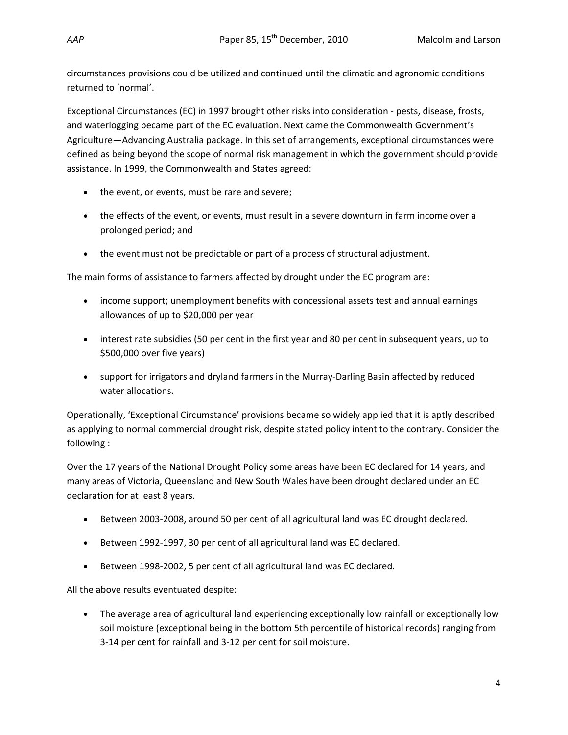circumstances provisions could be utilized and continued until the climatic and agronomic conditions returned to 'normal'.

Exceptional Circumstances (EC) in 1997 brought other risks into consideration - pests, disease, frosts, and waterlogging became part of the EC evaluation. Next came the Commonwealth Government's Agriculture—Advancing Australia package. In this set of arrangements, exceptional circumstances were defined as being beyond the scope of normal risk management in which the government should provide assistance. In 1999, the Commonwealth and States agreed:

- the event, or events, must be rare and severe;
- the effects of the event, or events, must result in a severe downturn in farm income over a prolonged period; and
- the event must not be predictable or part of a process of structural adjustment.

The main forms of assistance to farmers affected by drought under the EC program are:

- income support; unemployment benefits with concessional assets test and annual earnings allowances of up to $20,000 per year
- interest rate subsidies (50 per cent in the first year and 80 per cent in subsequent years, up to $500,000 over five years)
- support for irrigators and dryland farmers in the Murray-Darling Basin affected by reduced water allocations.

Operationally, 'Exceptional Circumstance' provisions became so widely applied that it is aptly described as applying to normal commercial drought risk, despite stated policy intent to the contrary. Consider the following :

Over the 17 years of the National Drought Policy some areas have been EC declared for 14 years, and many areas of Victoria, Queensland and New South Wales have been drought declared under an EC declaration for at least 8 years.

- Between 2003-2008, around 50 per cent of all agricultural land was EC drought declared.
- Between 1992-1997, 30 per cent of all agricultural land was EC declared.
- Between 1998-2002, 5 per cent of all agricultural land was EC declared.

All the above results eventuated despite:

- The average area of agricultural land experiencing exceptionally low rainfall or exceptionally low soil moisture (exceptional being in the bottom 5th percentile of historical records) ranging from 3-14 per cent for rainfall and 3-12 per cent for soil moisture.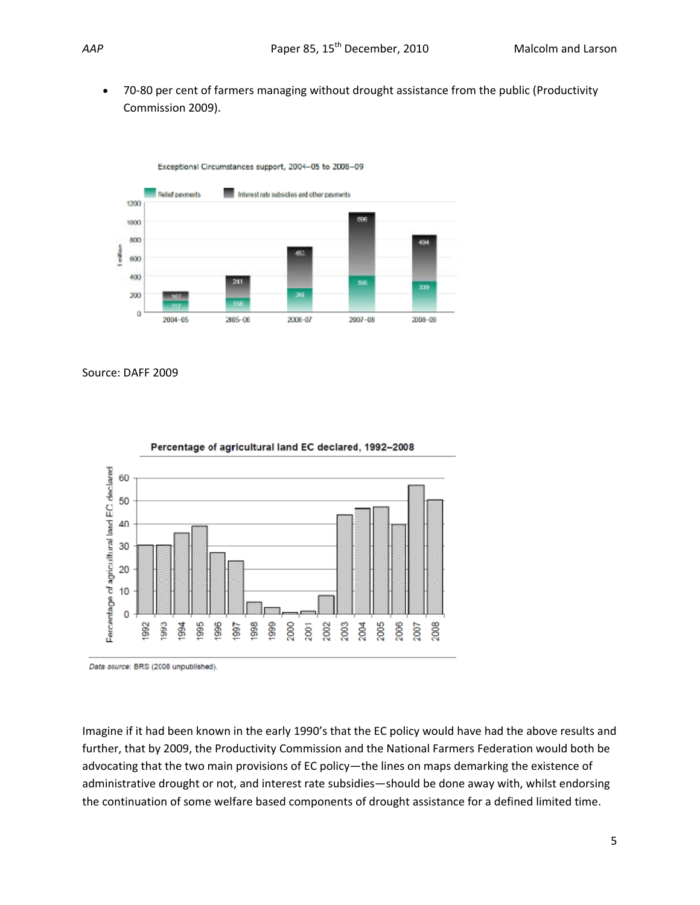- 70-80 per cent of farmers managing without drought assistance from the public (Productivity Commission 2009).

Exceptional Circumstances support, 2004–05 to 2008–09

Source: DAFF 2009

Percentage of agricultural land EC declared, 1992–2008

Data source: BRS (2008 unpublished).

Imagine if it had been known in the early 1990's that the EC policy would have had the above results and further, that by 2009, the Productivity Commission and the National Farmers Federation would both be advocating that the two main provisions of EC policy—the lines on maps demarking the existence of administrative drought or not, and interest rate subsidies—should be done away with, whilst endorsing the continuation of some welfare based components of drought assistance for a defined limited time.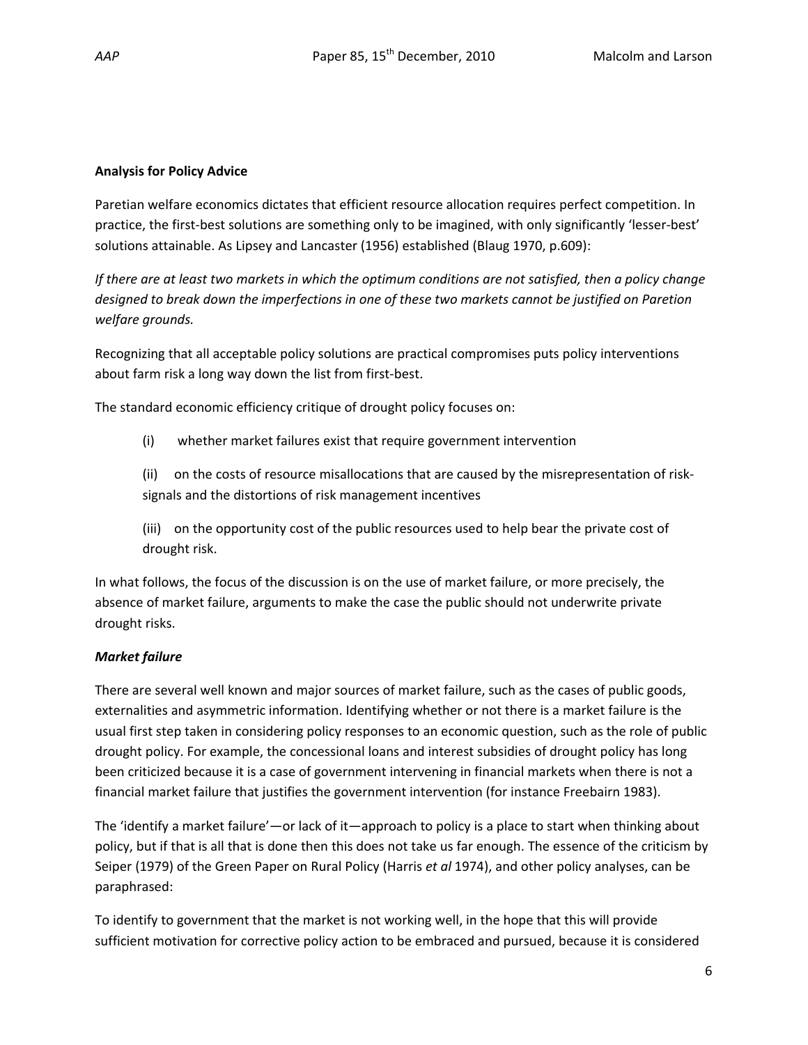**Analysis for Policy Advice**

Paretian welfare economics dictates that efficient resource allocation requires perfect competition. In practice, the first-best solutions are something only to be imagined, with only significantly 'lesser-best' solutions attainable. As Lipsey and Lancaster (1956) established (Blaug 1970, p.609):

*If there are at least two markets in which the optimum conditions are not satisfied, then a policy change designed to break down the imperfections in one of these two markets cannot be justified on Paretion welfare grounds.*

Recognizing that all acceptable policy solutions are practical compromises puts policy interventions about farm risk a long way down the list from first-best.

The standard economic efficiency critique of drought policy focuses on:

(i) whether market failures exist that require government intervention

(ii) on the costs of resource misallocations that are caused by the misrepresentation of risk-signals and the distortions of risk management incentives

(iii) on the opportunity cost of the public resources used to help bear the private cost of drought risk.

In what follows, the focus of the discussion is on the use of market failure, or more precisely, the absence of market failure, arguments to make the case the public should not underwrite private drought risks.

***Market failure***

There are several well known and major sources of market failure, such as the cases of public goods, externalities and asymmetric information. Identifying whether or not there is a market failure is the usual first step taken in considering policy responses to an economic question, such as the role of public drought policy. For example, the concessional loans and interest subsidies of drought policy has long been criticized because it is a case of government intervening in financial markets when there is not a financial market failure that justifies the government intervention (for instance Freebairn 1983).

The 'identify a market failure'—or lack of it—approach to policy is a place to start when thinking about policy, but if that is all that is done then this does not take us far enough. The essence of the criticism by Seiper (1979) of the Green Paper on Rural Policy (Harris *et al* 1974), and other policy analyses, can be paraphrased:

To identify to government that the market is not working well, in the hope that this will provide sufficient motivation for corrective policy action to be embraced and pursued, because it is considered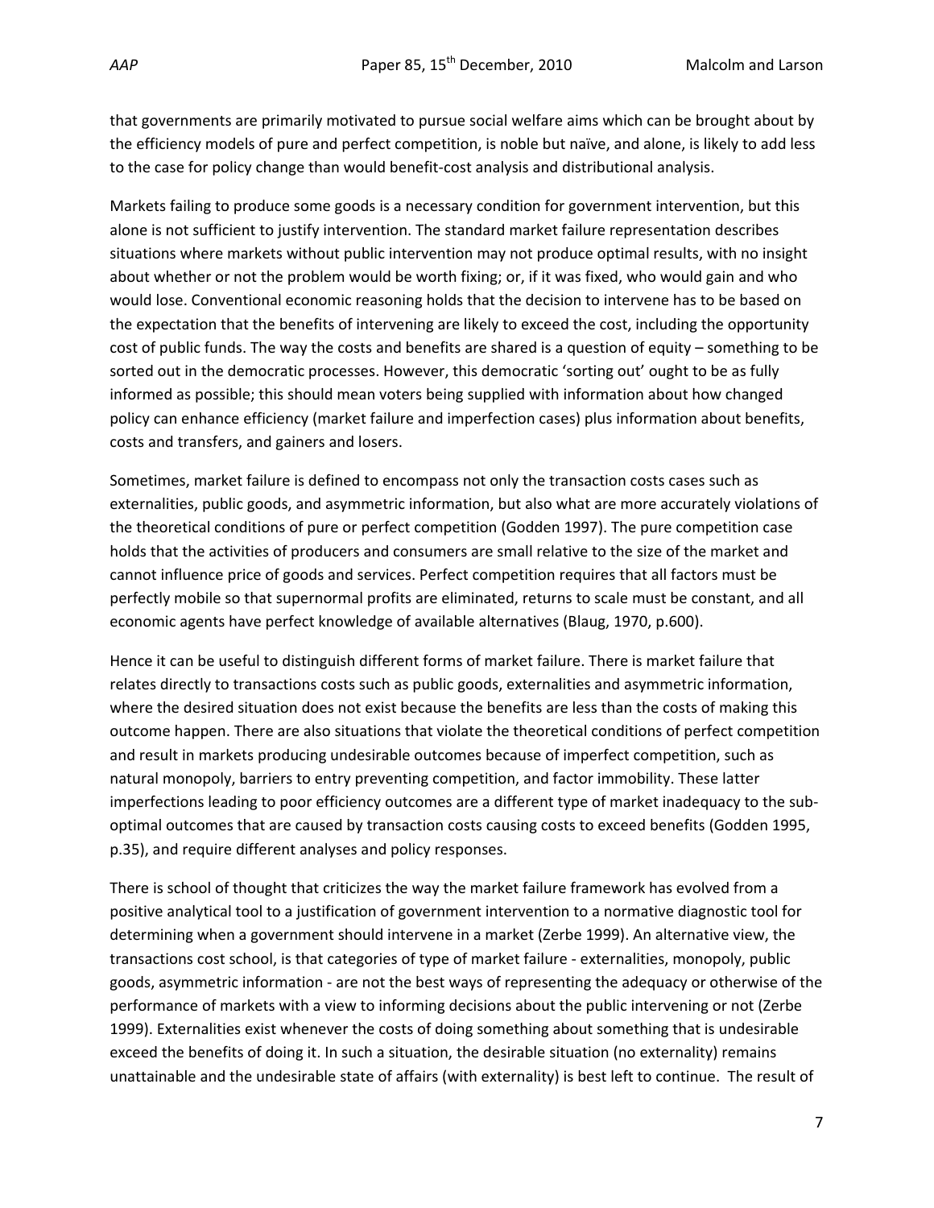that governments are primarily motivated to pursue social welfare aims which can be brought about by the efficiency models of pure and perfect competition, is noble but naïve, and alone, is likely to add less to the case for policy change than would benefit-cost analysis and distributional analysis.

Markets failing to produce some goods is a necessary condition for government intervention, but this alone is not sufficient to justify intervention. The standard market failure representation describes situations where markets without public intervention may not produce optimal results, with no insight about whether or not the problem would be worth fixing; or, if it was fixed, who would gain and who would lose. Conventional economic reasoning holds that the decision to intervene has to be based on the expectation that the benefits of intervening are likely to exceed the cost, including the opportunity cost of public funds. The way the costs and benefits are shared is a question of equity – something to be sorted out in the democratic processes. However, this democratic 'sorting out' ought to be as fully informed as possible; this should mean voters being supplied with information about how changed policy can enhance efficiency (market failure and imperfection cases) plus information about benefits, costs and transfers, and gainers and losers.

Sometimes, market failure is defined to encompass not only the transaction costs cases such as externalities, public goods, and asymmetric information, but also what are more accurately violations of the theoretical conditions of pure or perfect competition (Godden 1997). The pure competition case holds that the activities of producers and consumers are small relative to the size of the market and cannot influence price of goods and services. Perfect competition requires that all factors must be perfectly mobile so that supernormal profits are eliminated, returns to scale must be constant, and all economic agents have perfect knowledge of available alternatives (Blaug, 1970, p.600).

Hence it can be useful to distinguish different forms of market failure. There is market failure that relates directly to transactions costs such as public goods, externalities and asymmetric information, where the desired situation does not exist because the benefits are less than the costs of making this outcome happen. There are also situations that violate the theoretical conditions of perfect competition and result in markets producing undesirable outcomes because of imperfect competition, such as natural monopoly, barriers to entry preventing competition, and factor immobility. These latter imperfections leading to poor efficiency outcomes are a different type of market inadequacy to the sub-optimal outcomes that are caused by transaction costs causing costs to exceed benefits (Godden 1995, p.35), and require different analyses and policy responses.

There is school of thought that criticizes the way the market failure framework has evolved from a positive analytical tool to a justification of government intervention to a normative diagnostic tool for determining when a government should intervene in a market (Zerbe 1999). An alternative view, the transactions cost school, is that categories of type of market failure - externalities, monopoly, public goods, asymmetric information - are not the best ways of representing the adequacy or otherwise of the performance of markets with a view to informing decisions about the public intervening or not (Zerbe 1999). Externalities exist whenever the costs of doing something about something that is undesirable exceed the benefits of doing it. In such a situation, the desirable situation (no externality) remains unattainable and the undesirable state of affairs (with externality) is best left to continue. The result of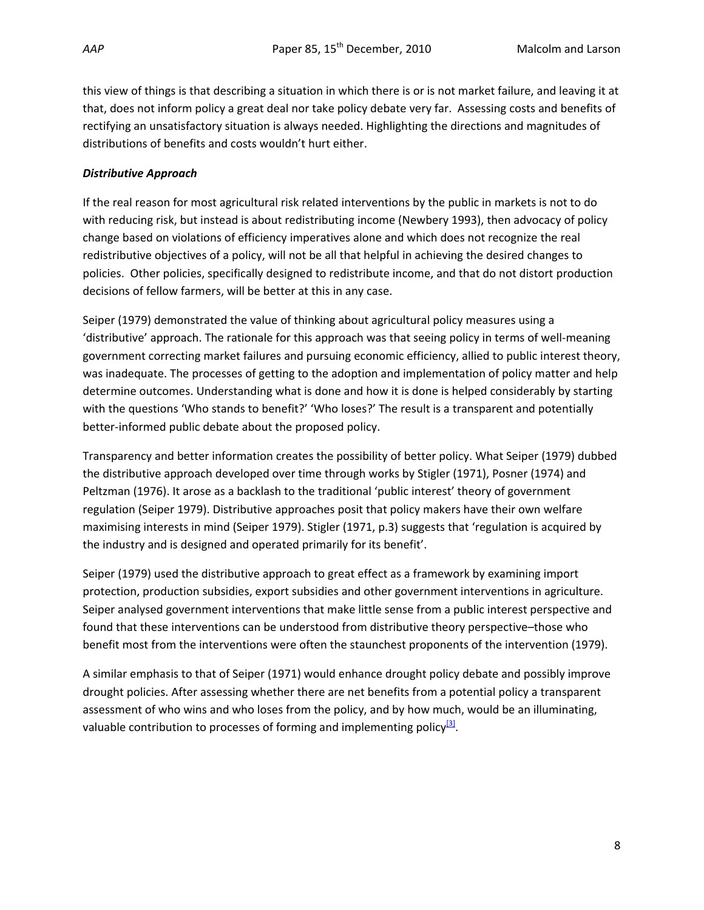this view of things is that describing a situation in which there is or is not market failure, and leaving it at that, does not inform policy a great deal nor take policy debate very far. Assessing costs and benefits of rectifying an unsatisfactory situation is always needed. Highlighting the directions and magnitudes of distributions of benefits and costs wouldn't hurt either.

***Distributive Approach***

If the real reason for most agricultural risk related interventions by the public in markets is not to do with reducing risk, but instead is about redistributing income (Newbery 1993), then advocacy of policy change based on violations of efficiency imperatives alone and which does not recognize the real redistributive objectives of a policy, will not be all that helpful in achieving the desired changes to policies. Other policies, specifically designed to redistribute income, and that do not distort production decisions of fellow farmers, will be better at this in any case.

Seiper (1979) demonstrated the value of thinking about agricultural policy measures using a 'distributive' approach. The rationale for this approach was that seeing policy in terms of well-meaning government correcting market failures and pursuing economic efficiency, allied to public interest theory, was inadequate. The processes of getting to the adoption and implementation of policy matter and help determine outcomes. Understanding what is done and how it is done is helped considerably by starting with the questions 'Who stands to benefit?' 'Who loses?' The result is a transparent and potentially better-informed public debate about the proposed policy.

Transparency and better information creates the possibility of better policy. What Seiper (1979) dubbed the distributive approach developed over time through works by Stigler (1971), Posner (1974) and Peltzman (1976). It arose as a backlash to the traditional 'public interest' theory of government regulation (Seiper 1979). Distributive approaches posit that policy makers have their own welfare maximising interests in mind (Seiper 1979). Stigler (1971, p.3) suggests that 'regulation is acquired by the industry and is designed and operated primarily for its benefit'.

Seiper (1979) used the distributive approach to great effect as a framework by examining import protection, production subsidies, export subsidies and other government interventions in agriculture. Seiper analysed government interventions that make little sense from a public interest perspective and found that these interventions can be understood from distributive theory perspective–those who benefit most from the interventions were often the staunchest proponents of the intervention (1979).

A similar emphasis to that of Seiper (1971) would enhance drought policy debate and possibly improve drought policies. After assessing whether there are net benefits from a potential policy a transparent assessment of who wins and who loses from the policy, and by how much, would be an illuminating, valuable contribution to processes of forming and implementing policy[3].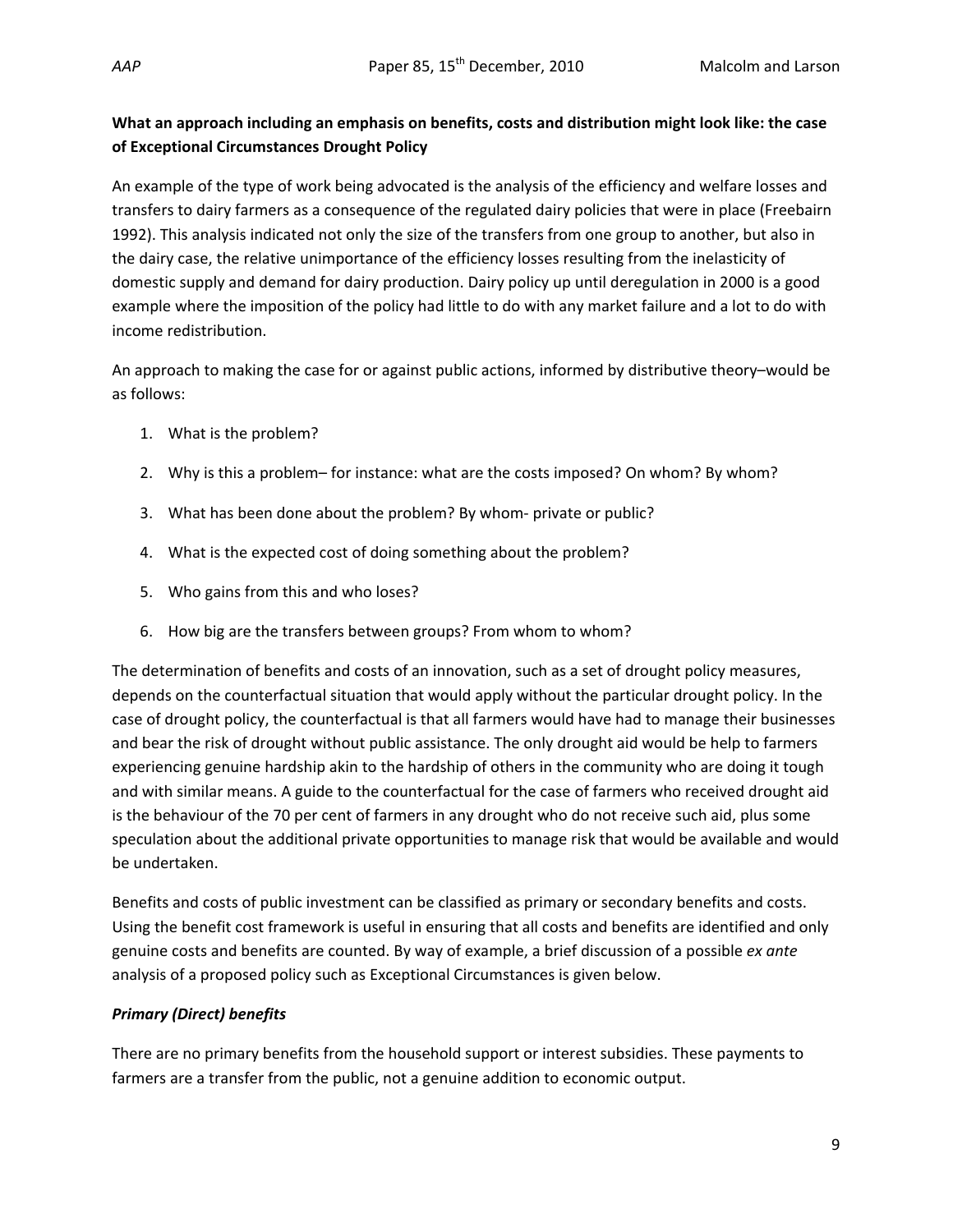**What an approach including an emphasis on benefits, costs and distribution might look like: the case of Exceptional Circumstances Drought Policy**

An example of the type of work being advocated is the analysis of the efficiency and welfare losses and transfers to dairy farmers as a consequence of the regulated dairy policies that were in place (Freebairn 1992). This analysis indicated not only the size of the transfers from one group to another, but also in the dairy case, the relative unimportance of the efficiency losses resulting from the inelasticity of domestic supply and demand for dairy production. Dairy policy up until deregulation in 2000 is a good example where the imposition of the policy had little to do with any market failure and a lot to do with income redistribution.

An approach to making the case for or against public actions, informed by distributive theory–would be as follows:

1. What is the problem?
2. Why is this a problem– for instance: what are the costs imposed? On whom? By whom?
3. What has been done about the problem? By whom- private or public?
4. What is the expected cost of doing something about the problem?
5. Who gains from this and who loses?
6. How big are the transfers between groups? From whom to whom?

The determination of benefits and costs of an innovation, such as a set of drought policy measures, depends on the counterfactual situation that would apply without the particular drought policy. In the case of drought policy, the counterfactual is that all farmers would have had to manage their businesses and bear the risk of drought without public assistance. The only drought aid would be help to farmers experiencing genuine hardship akin to the hardship of others in the community who are doing it tough and with similar means. A guide to the counterfactual for the case of farmers who received drought aid is the behaviour of the 70 per cent of farmers in any drought who do not receive such aid, plus some speculation about the additional private opportunities to manage risk that would be available and would be undertaken.

Benefits and costs of public investment can be classified as primary or secondary benefits and costs. Using the benefit cost framework is useful in ensuring that all costs and benefits are identified and only genuine costs and benefits are counted. By way of example, a brief discussion of a possible *ex ante* analysis of a proposed policy such as Exceptional Circumstances is given below.

***Primary (Direct) benefits***

There are no primary benefits from the household support or interest subsidies. These payments to farmers are a transfer from the public, not a genuine addition to economic output.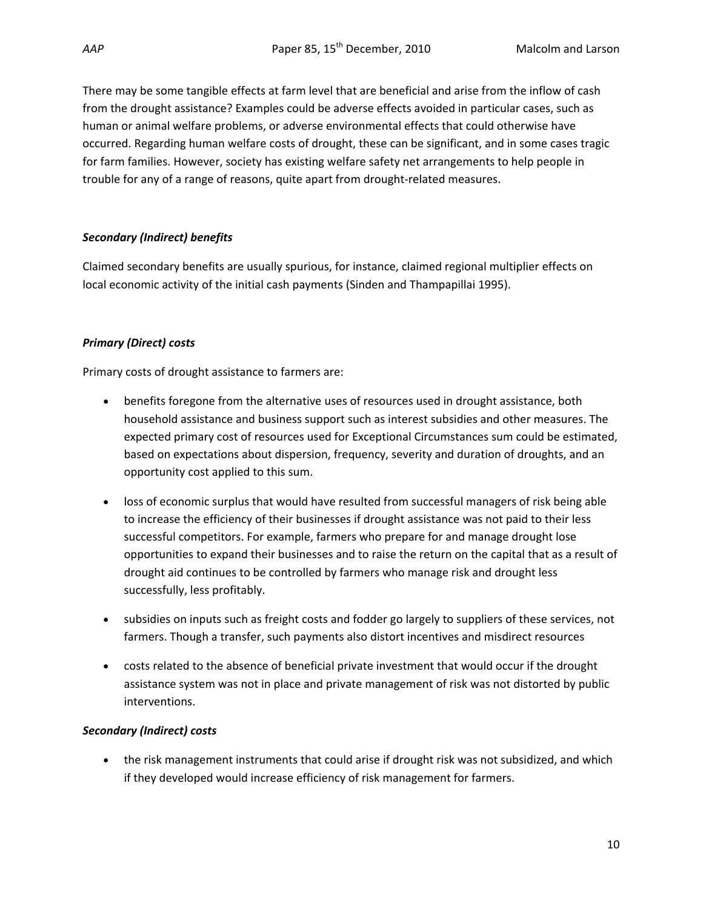There may be some tangible effects at farm level that are beneficial and arise from the inflow of cash from the drought assistance? Examples could be adverse effects avoided in particular cases, such as human or animal welfare problems, or adverse environmental effects that could otherwise have occurred. Regarding human welfare costs of drought, these can be significant, and in some cases tragic for farm families. However, society has existing welfare safety net arrangements to help people in trouble for any of a range of reasons, quite apart from drought-related measures.

### *Secondary (Indirect) benefits*

Claimed secondary benefits are usually spurious, for instance, claimed regional multiplier effects on local economic activity of the initial cash payments (Sinden and Thampapillai 1995).

### *Primary (Direct) costs*

Primary costs of drought assistance to farmers are:

- benefits foregone from the alternative uses of resources used in drought assistance, both household assistance and business support such as interest subsidies and other measures. The expected primary cost of resources used for Exceptional Circumstances sum could be estimated, based on expectations about dispersion, frequency, severity and duration of droughts, and an opportunity cost applied to this sum.
- loss of economic surplus that would have resulted from successful managers of risk being able to increase the efficiency of their businesses if drought assistance was not paid to their less successful competitors. For example, farmers who prepare for and manage drought lose opportunities to expand their businesses and to raise the return on the capital that as a result of drought aid continues to be controlled by farmers who manage risk and drought less successfully, less profitably.
- subsidies on inputs such as freight costs and fodder go largely to suppliers of these services, not farmers. Though a transfer, such payments also distort incentives and misdirect resources
- costs related to the absence of beneficial private investment that would occur if the drought assistance system was not in place and private management of risk was not distorted by public interventions.

### *Secondary (Indirect) costs*

- the risk management instruments that could arise if drought risk was not subsidized, and which if they developed would increase efficiency of risk management for farmers.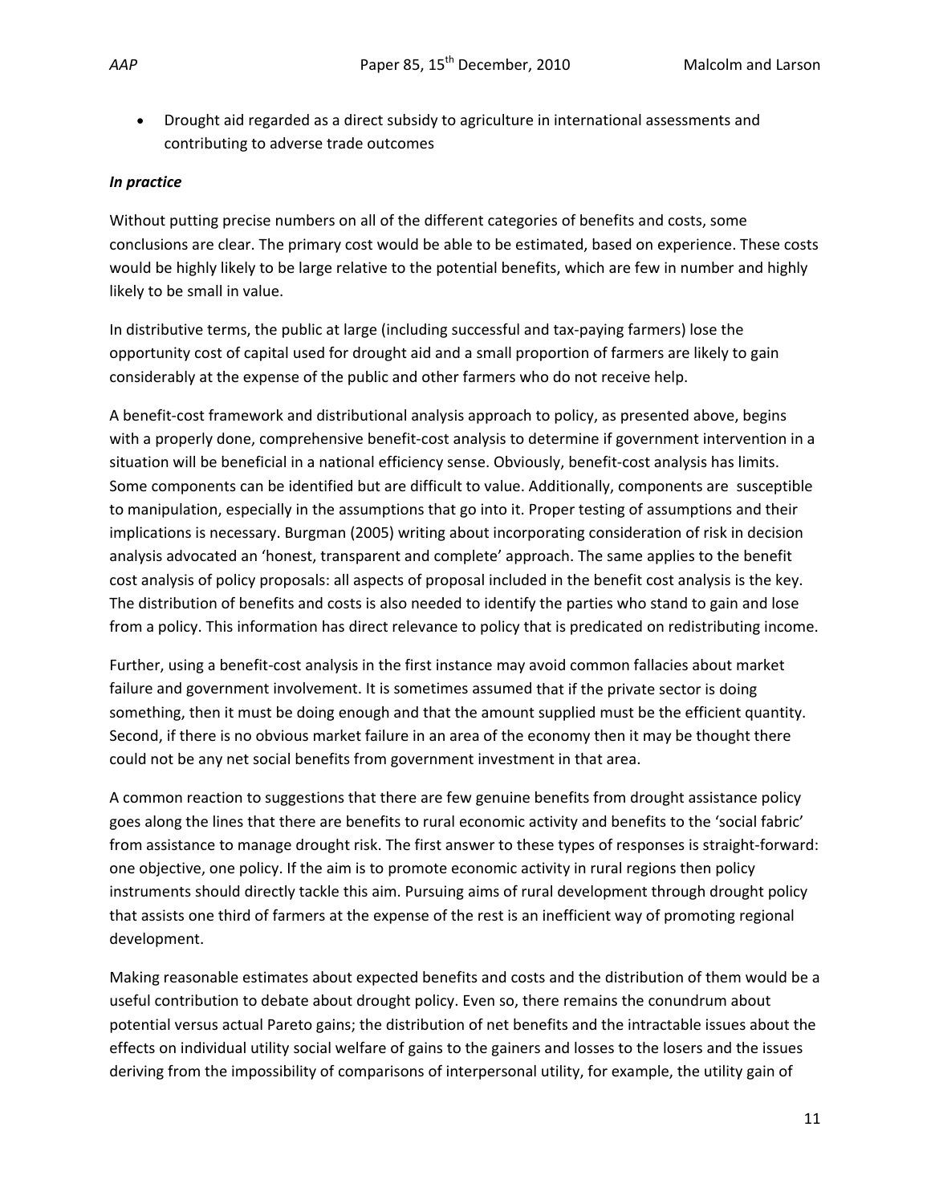- Drought aid regarded as a direct subsidy to agriculture in international assessments and contributing to adverse trade outcomes

***In practice***

Without putting precise numbers on all of the different categories of benefits and costs, some conclusions are clear. The primary cost would be able to be estimated, based on experience. These costs would be highly likely to be large relative to the potential benefits, which are few in number and highly likely to be small in value.

In distributive terms, the public at large (including successful and tax-paying farmers) lose the opportunity cost of capital used for drought aid and a small proportion of farmers are likely to gain considerably at the expense of the public and other farmers who do not receive help.

A benefit-cost framework and distributional analysis approach to policy, as presented above, begins with a properly done, comprehensive benefit-cost analysis to determine if government intervention in a situation will be beneficial in a national efficiency sense. Obviously, benefit-cost analysis has limits. Some components can be identified but are difficult to value. Additionally, components are susceptible to manipulation, especially in the assumptions that go into it. Proper testing of assumptions and their implications is necessary. Burgman (2005) writing about incorporating consideration of risk in decision analysis advocated an 'honest, transparent and complete' approach. The same applies to the benefit cost analysis of policy proposals: all aspects of proposal included in the benefit cost analysis is the key. The distribution of benefits and costs is also needed to identify the parties who stand to gain and lose from a policy. This information has direct relevance to policy that is predicated on redistributing income.

Further, using a benefit-cost analysis in the first instance may avoid common fallacies about market failure and government involvement. It is sometimes assumed that if the private sector is doing something, then it must be doing enough and that the amount supplied must be the efficient quantity. Second, if there is no obvious market failure in an area of the economy then it may be thought there could not be any net social benefits from government investment in that area.

A common reaction to suggestions that there are few genuine benefits from drought assistance policy goes along the lines that there are benefits to rural economic activity and benefits to the 'social fabric' from assistance to manage drought risk. The first answer to these types of responses is straight-forward: one objective, one policy. If the aim is to promote economic activity in rural regions then policy instruments should directly tackle this aim. Pursuing aims of rural development through drought policy that assists one third of farmers at the expense of the rest is an inefficient way of promoting regional development.

Making reasonable estimates about expected benefits and costs and the distribution of them would be a useful contribution to debate about drought policy. Even so, there remains the conundrum about potential versus actual Pareto gains; the distribution of net benefits and the intractable issues about the effects on individual utility social welfare of gains to the gainers and losses to the losers and the issues deriving from the impossibility of comparisons of interpersonal utility, for example, the utility gain of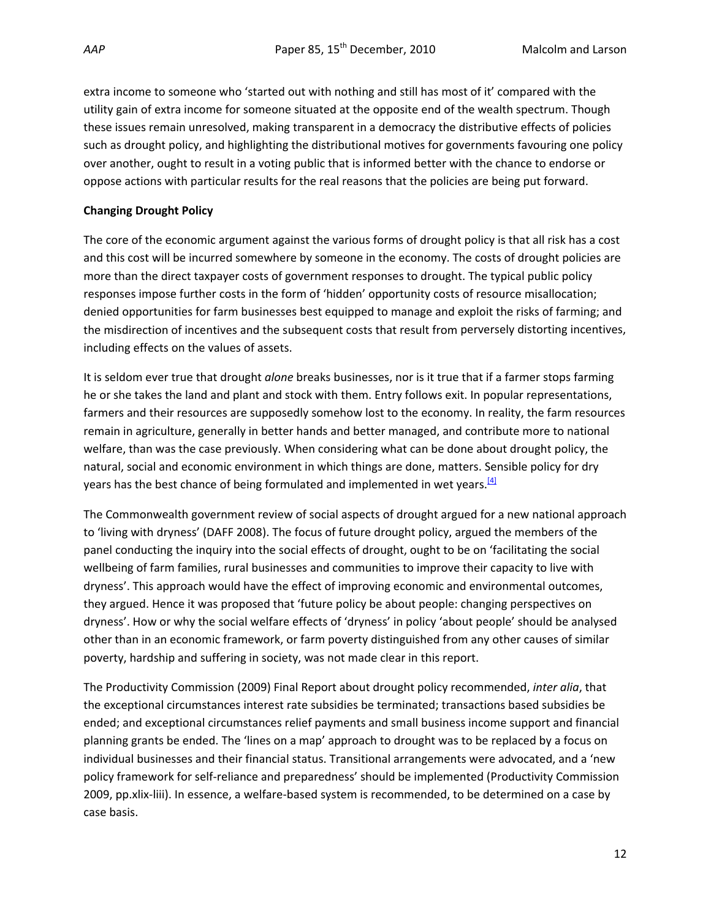extra income to someone who 'started out with nothing and still has most of it' compared with the utility gain of extra income for someone situated at the opposite end of the wealth spectrum. Though these issues remain unresolved, making transparent in a democracy the distributive effects of policies such as drought policy, and highlighting the distributional motives for governments favouring one policy over another, ought to result in a voting public that is informed better with the chance to endorse or oppose actions with particular results for the real reasons that the policies are being put forward.

**Changing Drought Policy**

The core of the economic argument against the various forms of drought policy is that all risk has a cost and this cost will be incurred somewhere by someone in the economy. The costs of drought policies are more than the direct taxpayer costs of government responses to drought. The typical public policy responses impose further costs in the form of 'hidden' opportunity costs of resource misallocation; denied opportunities for farm businesses best equipped to manage and exploit the risks of farming; and the misdirection of incentives and the subsequent costs that result from perversely distorting incentives, including effects on the values of assets.

It is seldom ever true that drought *alone* breaks businesses, nor is it true that if a farmer stops farming he or she takes the land and plant and stock with them. Entry follows exit. In popular representations, farmers and their resources are supposedly somehow lost to the economy. In reality, the farm resources remain in agriculture, generally in better hands and better managed, and contribute more to national welfare, than was the case previously. When considering what can be done about drought policy, the natural, social and economic environment in which things are done, matters. Sensible policy for dry years has the best chance of being formulated and implemented in wet years.[4]

The Commonwealth government review of social aspects of drought argued for a new national approach to 'living with dryness' (DAFF 2008). The focus of future drought policy, argued the members of the panel conducting the inquiry into the social effects of drought, ought to be on 'facilitating the social wellbeing of farm families, rural businesses and communities to improve their capacity to live with dryness'. This approach would have the effect of improving economic and environmental outcomes, they argued. Hence it was proposed that 'future policy be about people: changing perspectives on dryness'. How or why the social welfare effects of 'dryness' in policy 'about people' should be analysed other than in an economic framework, or farm poverty distinguished from any other causes of similar poverty, hardship and suffering in society, was not made clear in this report.

The Productivity Commission (2009) Final Report about drought policy recommended, *inter alia*, that the exceptional circumstances interest rate subsidies be terminated; transactions based subsidies be ended; and exceptional circumstances relief payments and small business income support and financial planning grants be ended. The 'lines on a map' approach to drought was to be replaced by a focus on individual businesses and their financial status. Transitional arrangements were advocated, and a 'new policy framework for self-reliance and preparedness' should be implemented (Productivity Commission 2009, pp.xlix-liii). In essence, a welfare-based system is recommended, to be determined on a case by case basis.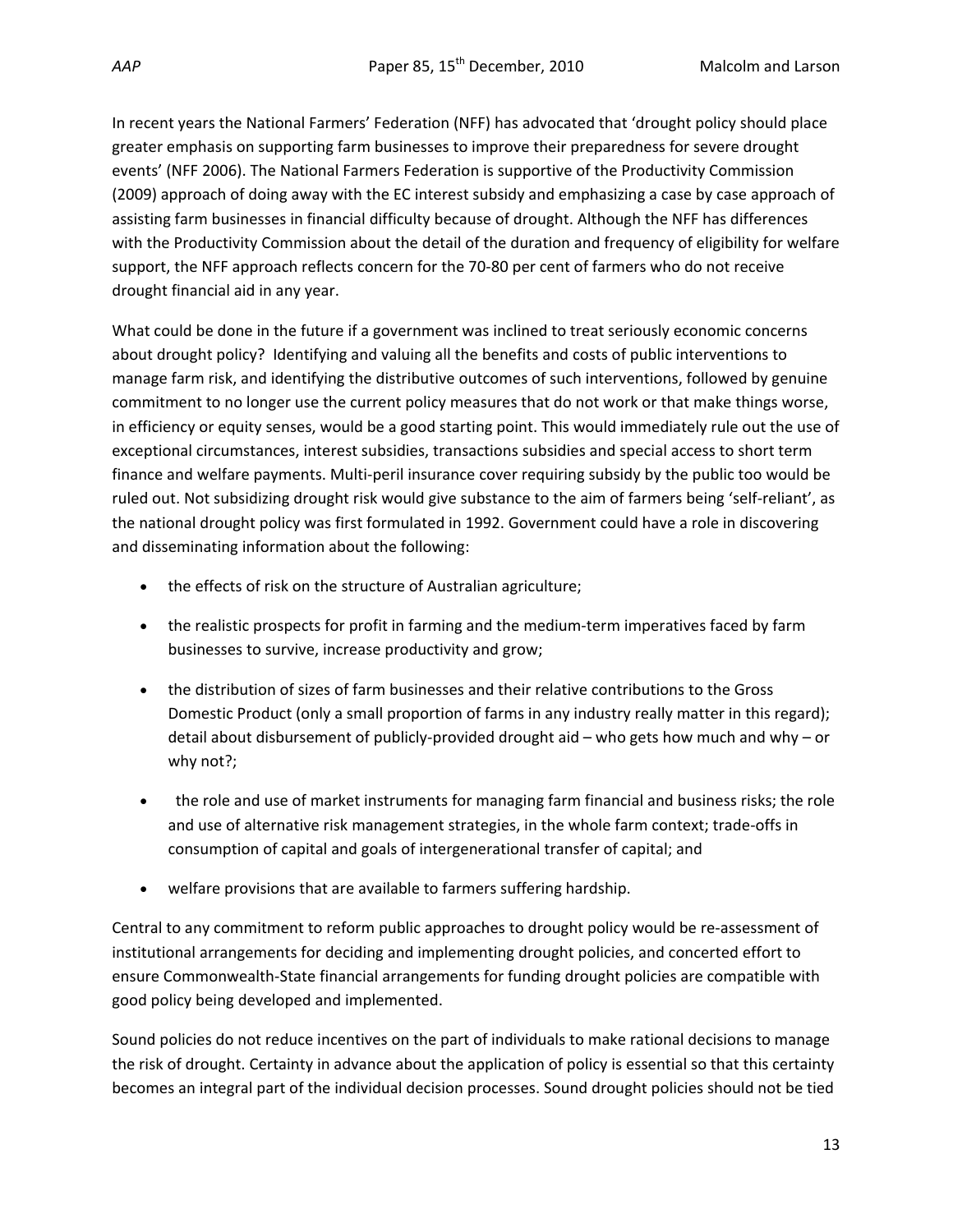In recent years the National Farmers' Federation (NFF) has advocated that 'drought policy should place greater emphasis on supporting farm businesses to improve their preparedness for severe drought events' (NFF 2006). The National Farmers Federation is supportive of the Productivity Commission (2009) approach of doing away with the EC interest subsidy and emphasizing a case by case approach of assisting farm businesses in financial difficulty because of drought. Although the NFF has differences with the Productivity Commission about the detail of the duration and frequency of eligibility for welfare support, the NFF approach reflects concern for the 70-80 per cent of farmers who do not receive drought financial aid in any year.

What could be done in the future if a government was inclined to treat seriously economic concerns about drought policy? Identifying and valuing all the benefits and costs of public interventions to manage farm risk, and identifying the distributive outcomes of such interventions, followed by genuine commitment to no longer use the current policy measures that do not work or that make things worse, in efficiency or equity senses, would be a good starting point. This would immediately rule out the use of exceptional circumstances, interest subsidies, transactions subsidies and special access to short term finance and welfare payments. Multi-peril insurance cover requiring subsidy by the public too would be ruled out. Not subsidizing drought risk would give substance to the aim of farmers being 'self-reliant', as the national drought policy was first formulated in 1992. Government could have a role in discovering and disseminating information about the following:

- the effects of risk on the structure of Australian agriculture;
- the realistic prospects for profit in farming and the medium-term imperatives faced by farm businesses to survive, increase productivity and grow;
- the distribution of sizes of farm businesses and their relative contributions to the Gross Domestic Product (only a small proportion of farms in any industry really matter in this regard); detail about disbursement of publicly-provided drought aid – who gets how much and why – or why not?;
- the role and use of market instruments for managing farm financial and business risks; the role and use of alternative risk management strategies, in the whole farm context; trade-offs in consumption of capital and goals of intergenerational transfer of capital; and
- welfare provisions that are available to farmers suffering hardship.

Central to any commitment to reform public approaches to drought policy would be re-assessment of institutional arrangements for deciding and implementing drought policies, and concerted effort to ensure Commonwealth-State financial arrangements for funding drought policies are compatible with good policy being developed and implemented.

Sound policies do not reduce incentives on the part of individuals to make rational decisions to manage the risk of drought. Certainty in advance about the application of policy is essential so that this certainty becomes an integral part of the individual decision processes. Sound drought policies should not be tied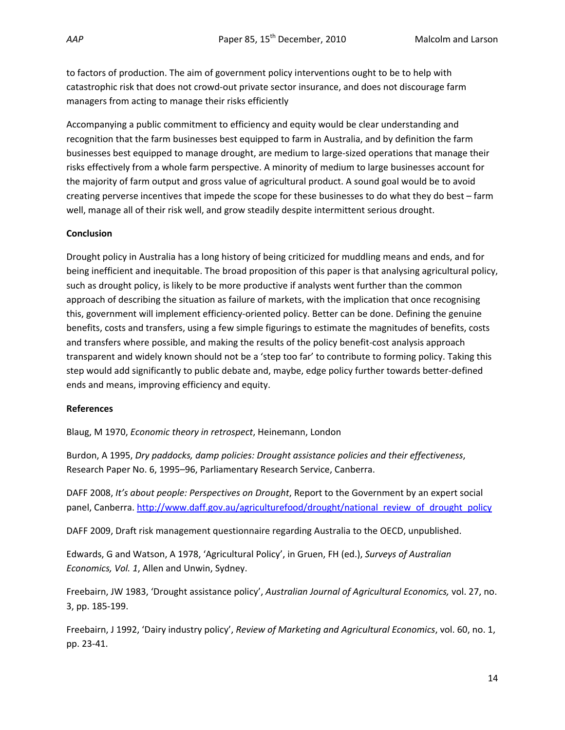to factors of production. The aim of government policy interventions ought to be to help with catastrophic risk that does not crowd-out private sector insurance, and does not discourage farm managers from acting to manage their risks efficiently

Accompanying a public commitment to efficiency and equity would be clear understanding and recognition that the farm businesses best equipped to farm in Australia, and by definition the farm businesses best equipped to manage drought, are medium to large-sized operations that manage their risks effectively from a whole farm perspective. A minority of medium to large businesses account for the majority of farm output and gross value of agricultural product. A sound goal would be to avoid creating perverse incentives that impede the scope for these businesses to do what they do best – farm well, manage all of their risk well, and grow steadily despite intermittent serious drought.

**Conclusion**

Drought policy in Australia has a long history of being criticized for muddling means and ends, and for being inefficient and inequitable. The broad proposition of this paper is that analysing agricultural policy, such as drought policy, is likely to be more productive if analysts went further than the common approach of describing the situation as failure of markets, with the implication that once recognising this, government will implement efficiency-oriented policy. Better can be done. Defining the genuine benefits, costs and transfers, using a few simple figurings to estimate the magnitudes of benefits, costs and transfers where possible, and making the results of the policy benefit-cost analysis approach transparent and widely known should not be a 'step too far' to contribute to forming policy. Taking this step would add significantly to public debate and, maybe, edge policy further towards better-defined ends and means, improving efficiency and equity.

**References**

Blaug, M 1970, *Economic theory in retrospect*, Heinemann, London

Burdon, A 1995, *Dry paddocks, damp policies: Drought assistance policies and their effectiveness*, Research Paper No. 6, 1995–96, Parliamentary Research Service, Canberra.

DAFF 2008, *It's about people: Perspectives on Drought*, Report to the Government by an expert social panel, Canberra. http://www.daff.gov.au/agriculturefood/drought/national_review_of_drought_policy

DAFF 2009, Draft risk management questionnaire regarding Australia to the OECD, unpublished.

Edwards, G and Watson, A 1978, 'Agricultural Policy', in Gruen, FH (ed.), *Surveys of Australian Economics, Vol. 1*, Allen and Unwin, Sydney.

Freebairn, JW 1983, 'Drought assistance policy', *Australian Journal of Agricultural Economics,* vol. 27, no. 3, pp. 185-199.

Freebairn, J 1992, 'Dairy industry policy', *Review of Marketing and Agricultural Economics*, vol. 60, no. 1, pp. 23-41.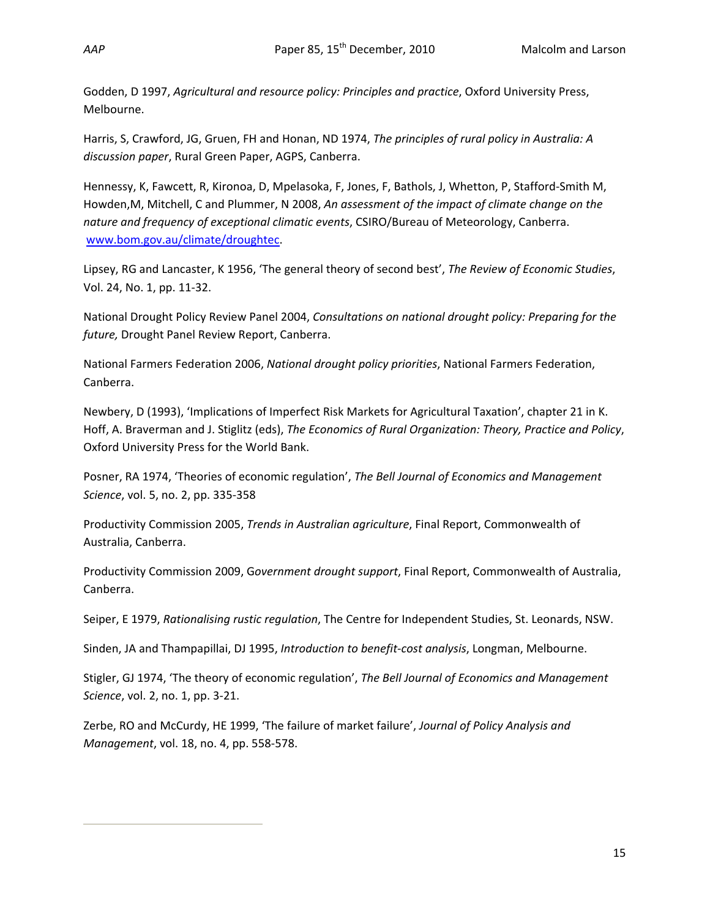Godden, D 1997, *Agricultural and resource policy: Principles and practice*, Oxford University Press, Melbourne.

Harris, S, Crawford, JG, Gruen, FH and Honan, ND 1974, *The principles of rural policy in Australia: A discussion paper*, Rural Green Paper, AGPS, Canberra.

Hennessy, K, Fawcett, R, Kironoa, D, Mpelasoka, F, Jones, F, Bathols, J, Whetton, P, Stafford-Smith M, Howden,M, Mitchell, C and Plummer, N 2008, *An assessment of the impact of climate change on the nature and frequency of exceptional climatic events*, CSIRO/Bureau of Meteorology, Canberra. www.bom.gov.au/climate/droughtec.

Lipsey, RG and Lancaster, K 1956, 'The general theory of second best', *The Review of Economic Studies*, Vol. 24, No. 1, pp. 11-32.

National Drought Policy Review Panel 2004, *Consultations on national drought policy: Preparing for the future,* Drought Panel Review Report, Canberra.

National Farmers Federation 2006, *National drought policy priorities*, National Farmers Federation, Canberra.

Newbery, D (1993), 'Implications of Imperfect Risk Markets for Agricultural Taxation', chapter 21 in K. Hoff, A. Braverman and J. Stiglitz (eds), *The Economics of Rural Organization: Theory, Practice and Policy*, Oxford University Press for the World Bank.

Posner, RA 1974, 'Theories of economic regulation', *The Bell Journal of Economics and Management Science*, vol. 5, no. 2, pp. 335-358

Productivity Commission 2005, *Trends in Australian agriculture*, Final Report, Commonwealth of Australia, Canberra.

Productivity Commission 2009, G*overnment drought support*, Final Report, Commonwealth of Australia, Canberra.

Seiper, E 1979, *Rationalising rustic regulation*, The Centre for Independent Studies, St. Leonards, NSW.

Sinden, JA and Thampapillai, DJ 1995, *Introduction to benefit-cost analysis*, Longman, Melbourne.

Stigler, GJ 1974, 'The theory of economic regulation', *The Bell Journal of Economics and Management Science*, vol. 2, no. 1, pp. 3-21.

Zerbe, RO and McCurdy, HE 1999, 'The failure of market failure', *Journal of Policy Analysis and Management*, vol. 18, no. 4, pp. 558-578.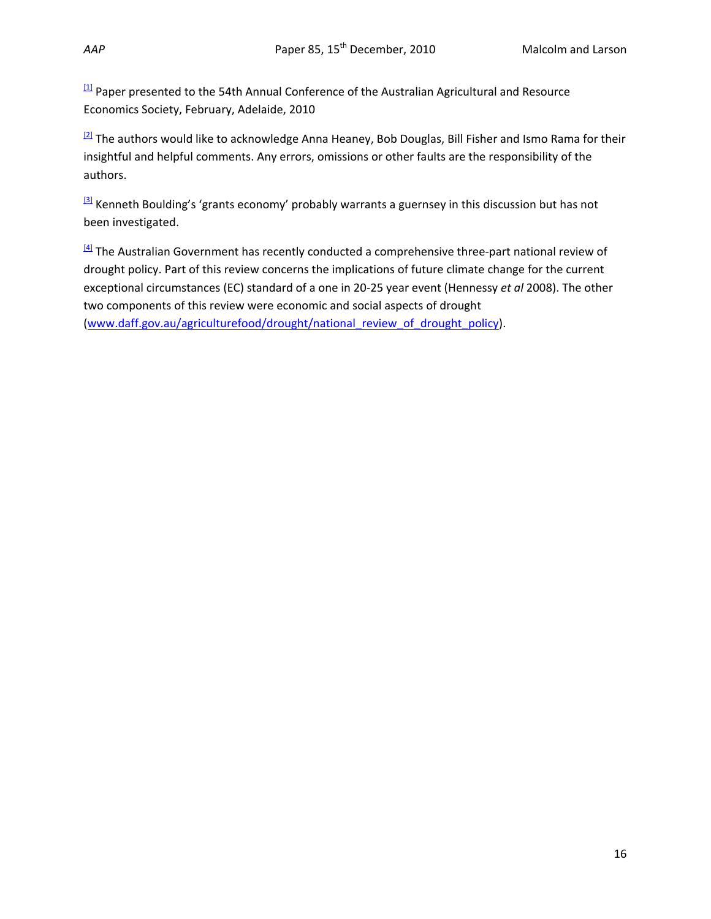[1] Paper presented to the 54th Annual Conference of the Australian Agricultural and Resource Economics Society, February, Adelaide, 2010

[2] The authors would like to acknowledge Anna Heaney, Bob Douglas, Bill Fisher and Ismo Rama for their insightful and helpful comments. Any errors, omissions or other faults are the responsibility of the authors.

[3] Kenneth Boulding's 'grants economy' probably warrants a guernsey in this discussion but has not been investigated.

[4] The Australian Government has recently conducted a comprehensive three-part national review of drought policy. Part of this review concerns the implications of future climate change for the current exceptional circumstances (EC) standard of a one in 20-25 year event (Hennessy *et al* 2008). The other two components of this review were economic and social aspects of drought (www.daff.gov.au/agriculturefood/drought/national_review_of_drought_policy).